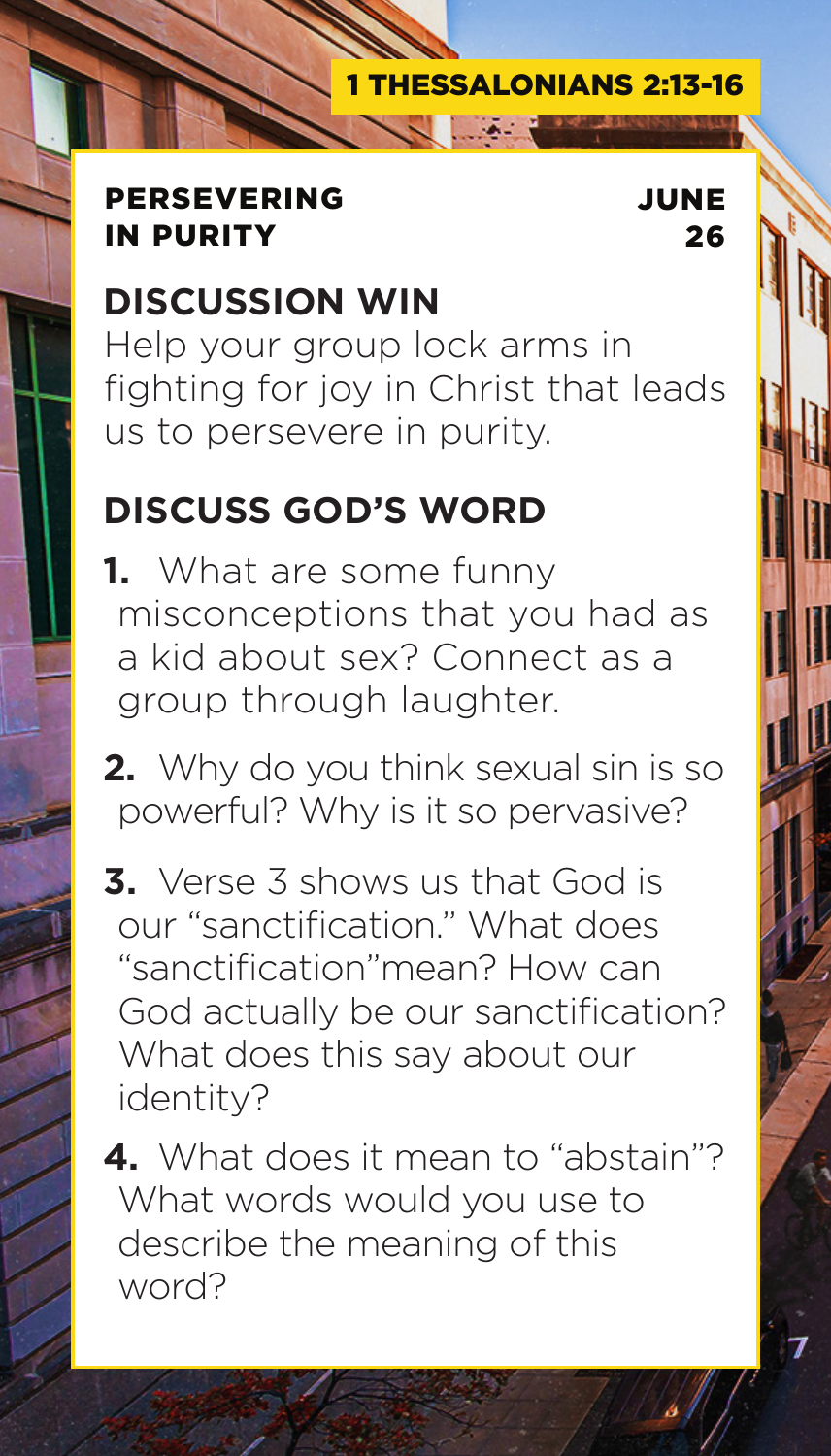1 THESSALONIANS 2:13-16

**PERSEVERING IN PURITY** — **JUNE 26**

## DISCUSSION WIN

Help your group lock arms in fighting for joy in Christ that leads us to persevere in purity.

## DISCUSS GOD'S WORD

1. What are some funny misconceptions that you had as a kid about sex? Connect as a group through laughter.
2. Why do you think sexual sin is so powerful? Why is it so pervasive?
3. Verse 3 shows us that God is our "sanctification." What does "sanctification"mean? How can God actually be our sanctification? What does this say about our identity?
4. What does it mean to "abstain"? What words would you use to describe the meaning of this word?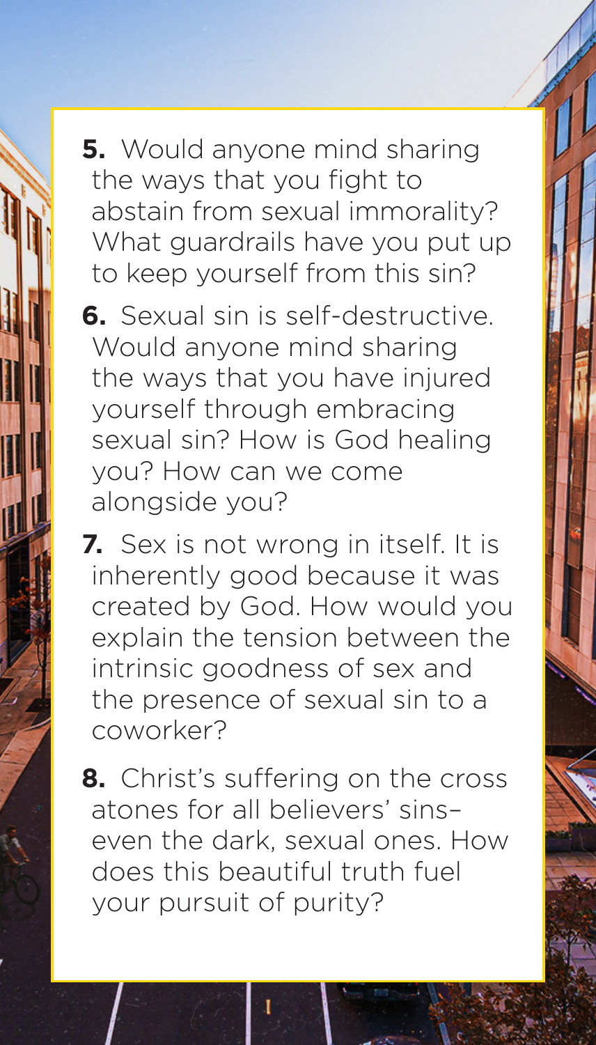5. Would anyone mind sharing the ways that you fight to abstain from sexual immorality? What guardrails have you put up to keep yourself from this sin?

6. Sexual sin is self-destructive. Would anyone mind sharing the ways that you have injured yourself through embracing sexual sin? How is God healing you? How can we come alongside you?

7. Sex is not wrong in itself. It is inherently good because it was created by God. How would you explain the tension between the intrinsic goodness of sex and the presence of sexual sin to a coworker?

8. Christ's suffering on the cross atones for all believers' sins–even the dark, sexual ones. How does this beautiful truth fuel your pursuit of purity?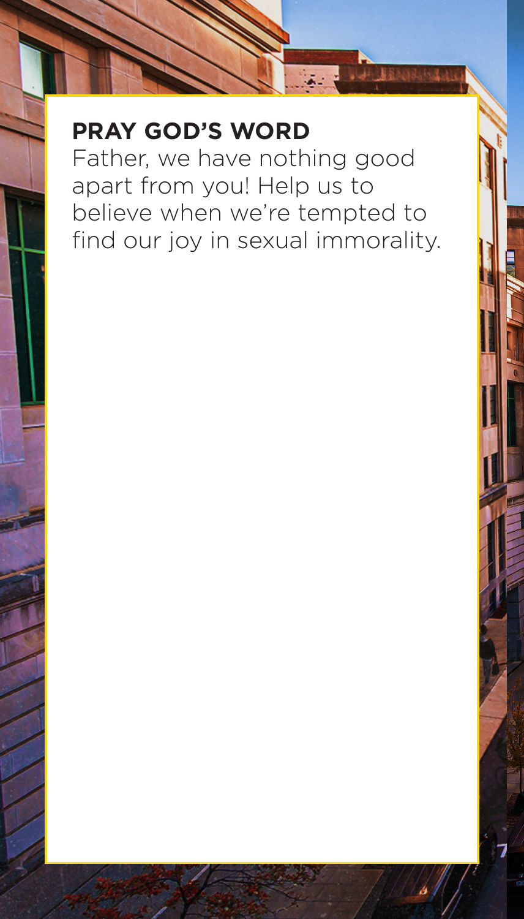**PRAY GOD'S WORD**

Father, we have nothing good apart from you! Help us to believe when we're tempted to find our joy in sexual immorality.